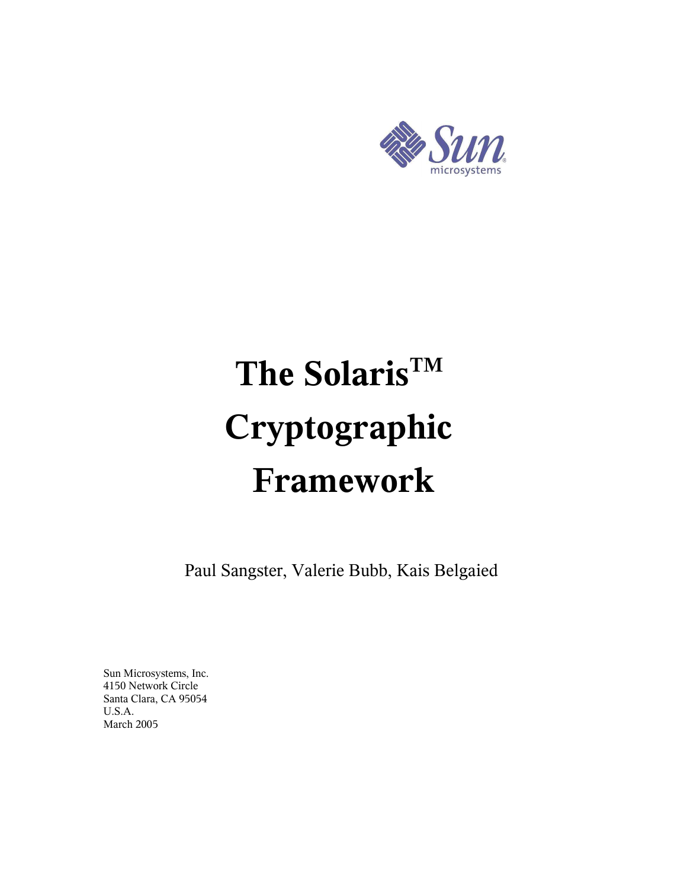# The Solaris™ Cryptographic Framework

Paul Sangster, Valerie Bubb, Kais Belgaied

Sun Microsystems, Inc.  
4150 Network Circle  
Santa Clara, CA 95054  
U.S.A.  
March 2005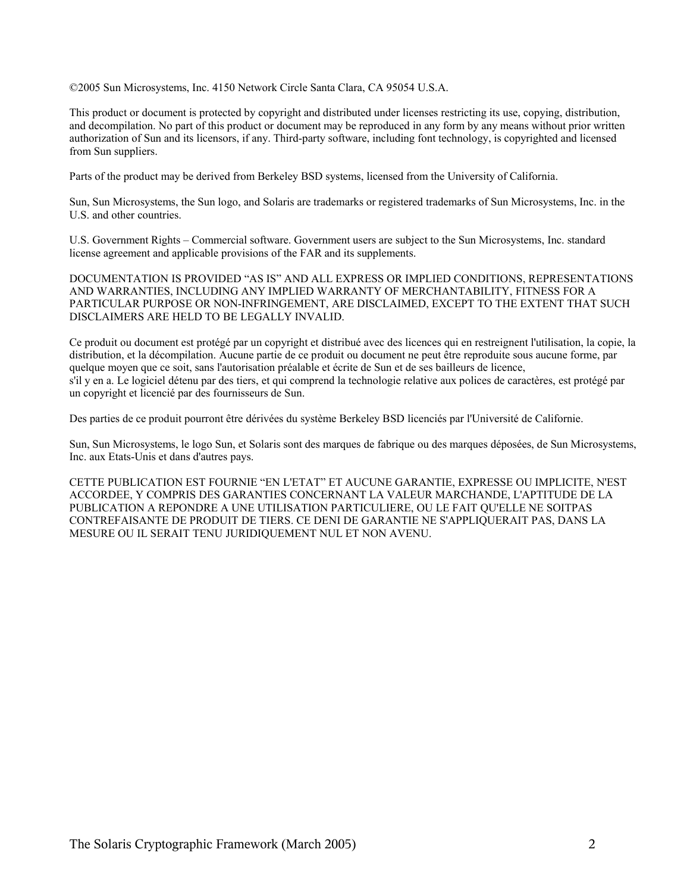©2005 Sun Microsystems, Inc. 4150 Network Circle Santa Clara, CA 95054 U.S.A.

This product or document is protected by copyright and distributed under licenses restricting its use, copying, distribution, and decompilation. No part of this product or document may be reproduced in any form by any means without prior written authorization of Sun and its licensors, if any. Third-party software, including font technology, is copyrighted and licensed from Sun suppliers.

Parts of the product may be derived from Berkeley BSD systems, licensed from the University of California.

Sun, Sun Microsystems, the Sun logo, and Solaris are trademarks or registered trademarks of Sun Microsystems, Inc. in the U.S. and other countries.

U.S. Government Rights – Commercial software. Government users are subject to the Sun Microsystems, Inc. standard license agreement and applicable provisions of the FAR and its supplements.

DOCUMENTATION IS PROVIDED "AS IS" AND ALL EXPRESS OR IMPLIED CONDITIONS, REPRESENTATIONS AND WARRANTIES, INCLUDING ANY IMPLIED WARRANTY OF MERCHANTABILITY, FITNESS FOR A PARTICULAR PURPOSE OR NON-INFRINGEMENT, ARE DISCLAIMED, EXCEPT TO THE EXTENT THAT SUCH DISCLAIMERS ARE HELD TO BE LEGALLY INVALID.

Ce produit ou document est protégé par un copyright et distribué avec des licences qui en restreignent l'utilisation, la copie, la distribution, et la décompilation. Aucune partie de ce produit ou document ne peut être reproduite sous aucune forme, par quelque moyen que ce soit, sans l'autorisation préalable et écrite de Sun et de ses bailleurs de licence, s'il y en a. Le logiciel détenu par des tiers, et qui comprend la technologie relative aux polices de caractères, est protégé par un copyright et licencié par des fournisseurs de Sun.

Des parties de ce produit pourront être dérivées du système Berkeley BSD licenciés par l'Université de Californie.

Sun, Sun Microsystems, le logo Sun, et Solaris sont des marques de fabrique ou des marques déposées, de Sun Microsystems, Inc. aux Etats-Unis et dans d'autres pays.

CETTE PUBLICATION EST FOURNIE "EN L'ETAT" ET AUCUNE GARANTIE, EXPRESSE OU IMPLICITE, N'EST ACCORDEE, Y COMPRIS DES GARANTIES CONCERNANT LA VALEUR MARCHANDE, L'APTITUDE DE LA PUBLICATION A REPONDRE A UNE UTILISATION PARTICULIERE, OU LE FAIT QU'ELLE NE SOITPAS CONTREFAISANTE DE PRODUIT DE TIERS. CE DENI DE GARANTIE NE S'APPLIQUERAIT PAS, DANS LA MESURE OU IL SERAIT TENU JURIDIQUEMENT NUL ET NON AVENU.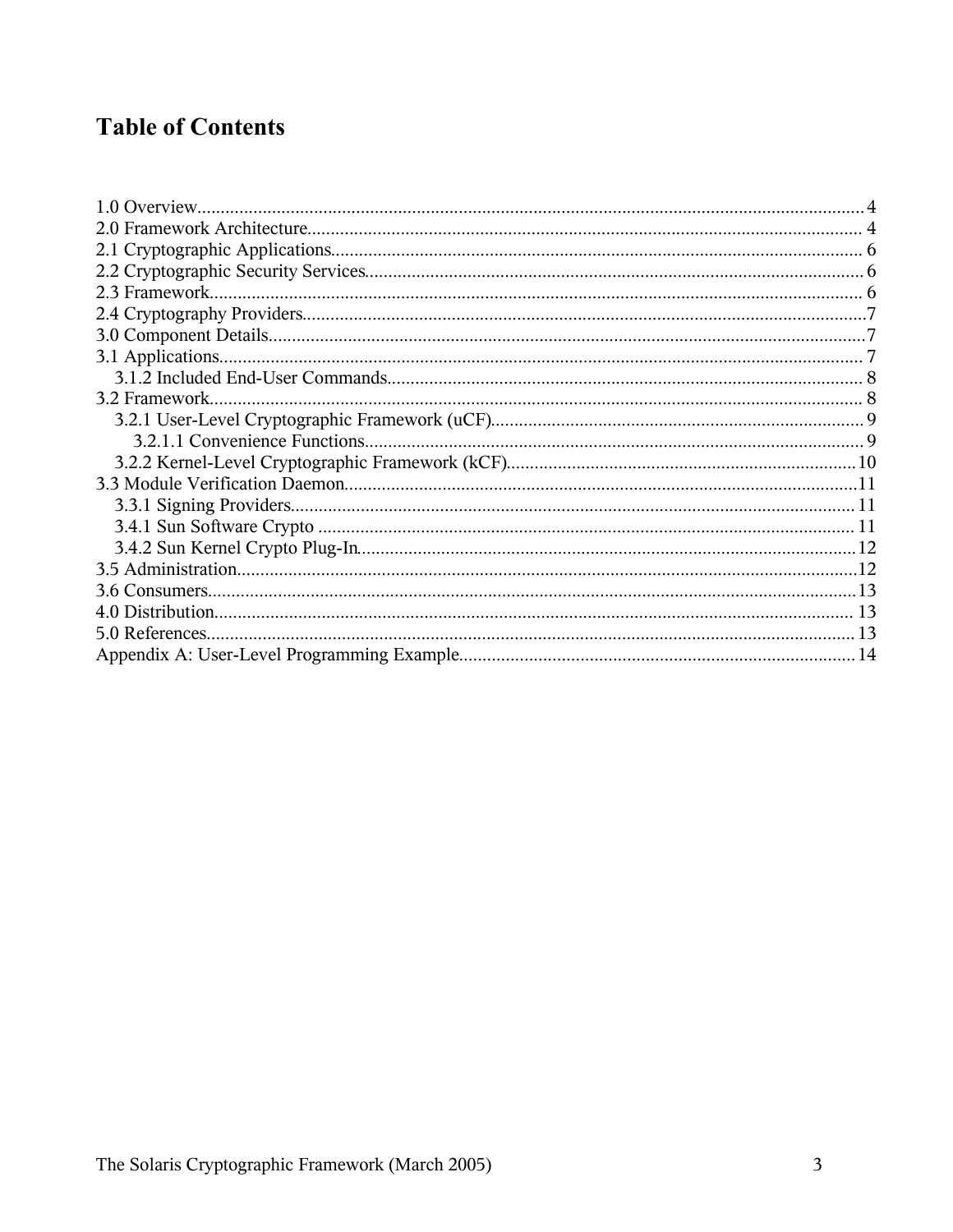# Table of Contents

1.0 Overview....................................................................................................................... 4
2.0 Framework Architecture................................................................................................ 4
2.1 Cryptographic Applications........................................................................................... 6
2.2 Cryptographic Security Services.................................................................................... 6
2.3 Framework.................................................................................................................... 6
2.4 Cryptography Providers................................................................................................. 7
3.0 Component Details........................................................................................................ 7
3.1 Applications.................................................................................................................. 7
    3.1.2 Included End-User Commands............................................................................... 8
3.2 Framework.................................................................................................................... 8
    3.2.1 User-Level Cryptographic Framework (uCF)........................................................... 9
        3.2.1.1 Convenience Functions...................................................................................... 9
    3.2.2 Kernel-Level Cryptographic Framework (kCF)....................................................... 10
3.3 Module Verification Daemon....................................................................................... 11
    3.3.1 Signing Providers.................................................................................................. 11
    3.4.1 Sun Software Crypto ............................................................................................. 11
    3.4.2 Sun Kernel Crypto Plug-In..................................................................................... 12
3.5 Administration............................................................................................................. 12
3.6 Consumers................................................................................................................... 13
4.0 Distribution.................................................................................................................. 13
5.0 References................................................................................................................... 13
Appendix A: User-Level Programming Example............................................................... 14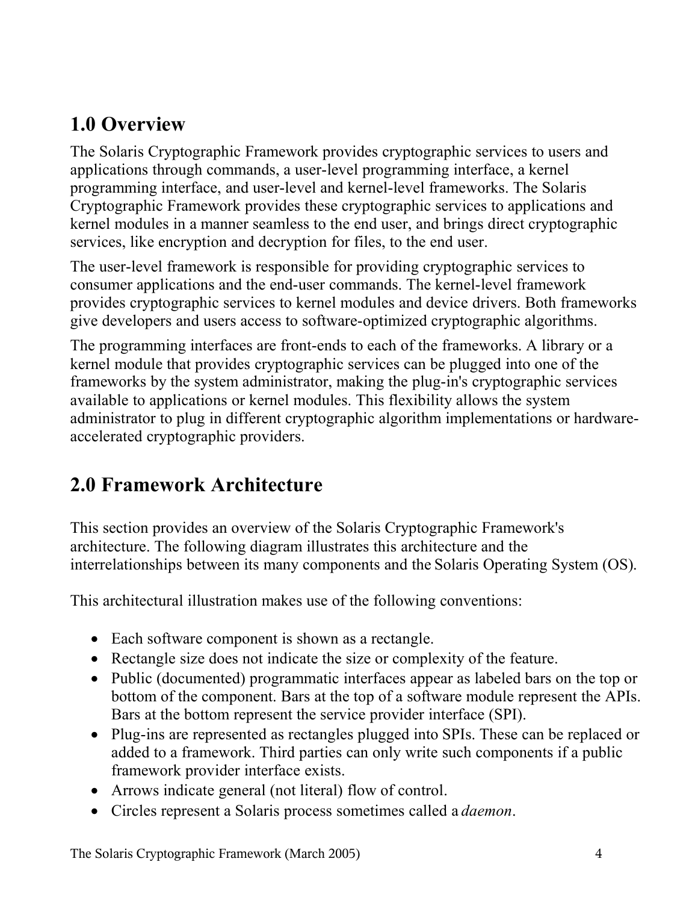## 1.0 Overview

The Solaris Cryptographic Framework provides cryptographic services to users and applications through commands, a user-level programming interface, a kernel programming interface, and user-level and kernel-level frameworks. The Solaris Cryptographic Framework provides these cryptographic services to applications and kernel modules in a manner seamless to the end user, and brings direct cryptographic services, like encryption and decryption for files, to the end user.

The user-level framework is responsible for providing cryptographic services to consumer applications and the end-user commands. The kernel-level framework provides cryptographic services to kernel modules and device drivers. Both frameworks give developers and users access to software-optimized cryptographic algorithms.

The programming interfaces are front-ends to each of the frameworks. A library or a kernel module that provides cryptographic services can be plugged into one of the frameworks by the system administrator, making the plug-in's cryptographic services available to applications or kernel modules. This flexibility allows the system administrator to plug in different cryptographic algorithm implementations or hardware-accelerated cryptographic providers.

## 2.0 Framework Architecture

This section provides an overview of the Solaris Cryptographic Framework's architecture. The following diagram illustrates this architecture and the interrelationships between its many components and the Solaris Operating System (OS).

This architectural illustration makes use of the following conventions:

- Each software component is shown as a rectangle.
- Rectangle size does not indicate the size or complexity of the feature.
- Public (documented) programmatic interfaces appear as labeled bars on the top or bottom of the component. Bars at the top of a software module represent the APIs. Bars at the bottom represent the service provider interface (SPI).
- Plug-ins are represented as rectangles plugged into SPIs. These can be replaced or added to a framework. Third parties can only write such components if a public framework provider interface exists.
- Arrows indicate general (not literal) flow of control.
- Circles represent a Solaris process sometimes called a *daemon*.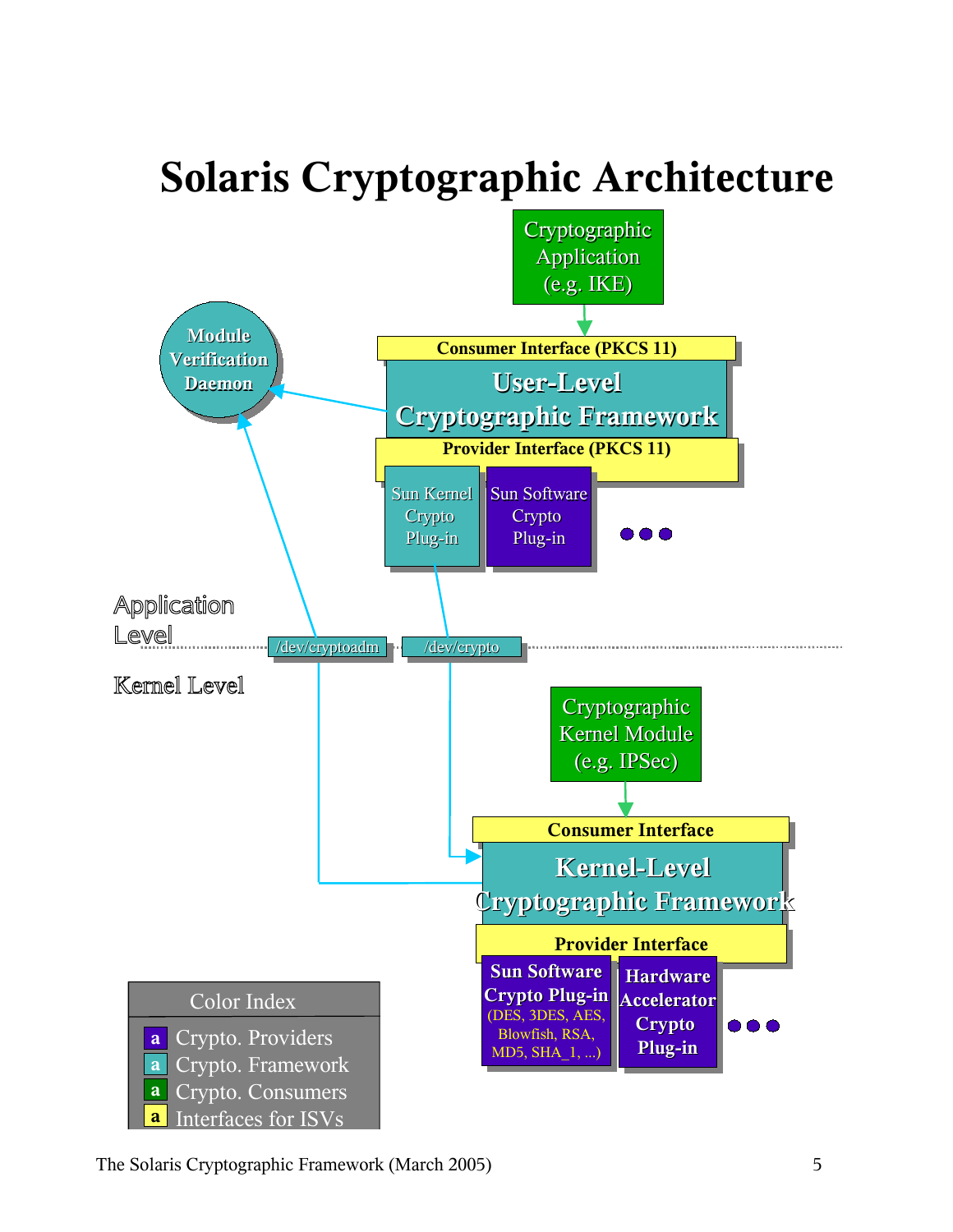# Solaris Cryptographic Architecture

Cryptographic Application (e.g. IKE)

Consumer Interface (PKCS 11)

User-Level Cryptographic Framework

Provider Interface (PKCS 11)

Sun Kernel Crypto Plug-in

Sun Software Crypto Plug-in

Module Verification Daemon

Application Level

/dev/cryptoadm

/dev/crypto

Kernel Level

Cryptographic Kernel Module (e.g. IPSec)

Consumer Interface

Kernel-Level Cryptographic Framework

Provider Interface

Sun Software Crypto Plug-in (DES, 3DES, AES, Blowfish, RSA, MD5, SHA_1, ...)

Hardware Accelerator Crypto Plug-in

Color Index

- Crypto. Providers
- Crypto. Framework
- Crypto. Consumers
- Interfaces for ISVs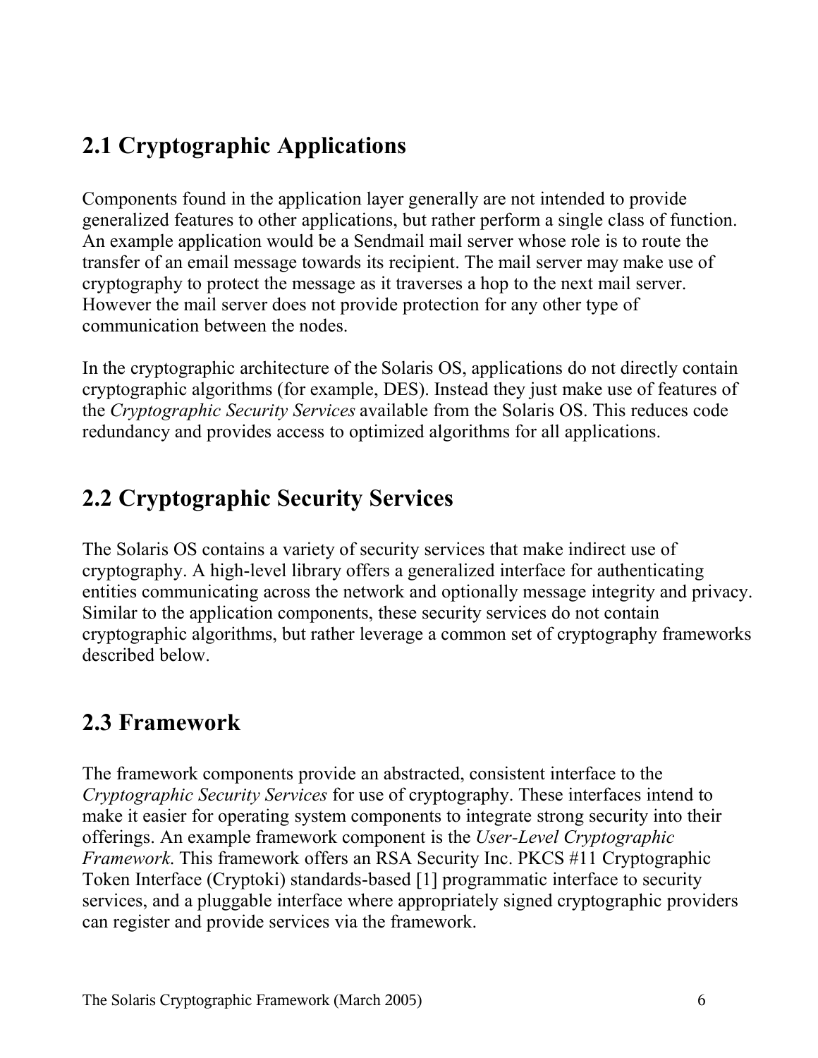## 2.1 Cryptographic Applications

Components found in the application layer generally are not intended to provide generalized features to other applications, but rather perform a single class of function. An example application would be a Sendmail mail server whose role is to route the transfer of an email message towards its recipient. The mail server may make use of cryptography to protect the message as it traverses a hop to the next mail server. However the mail server does not provide protection for any other type of communication between the nodes.

In the cryptographic architecture of the Solaris OS, applications do not directly contain cryptographic algorithms (for example, DES). Instead they just make use of features of the *Cryptographic Security Services* available from the Solaris OS. This reduces code redundancy and provides access to optimized algorithms for all applications.

## 2.2 Cryptographic Security Services

The Solaris OS contains a variety of security services that make indirect use of cryptography. A high-level library offers a generalized interface for authenticating entities communicating across the network and optionally message integrity and privacy. Similar to the application components, these security services do not contain cryptographic algorithms, but rather leverage a common set of cryptography frameworks described below.

## 2.3 Framework

The framework components provide an abstracted, consistent interface to the *Cryptographic Security Services* for use of cryptography. These interfaces intend to make it easier for operating system components to integrate strong security into their offerings. An example framework component is the *User-Level Cryptographic Framework*. This framework offers an RSA Security Inc. PKCS #11 Cryptographic Token Interface (Cryptoki) standards-based [1] programmatic interface to security services, and a pluggable interface where appropriately signed cryptographic providers can register and provide services via the framework.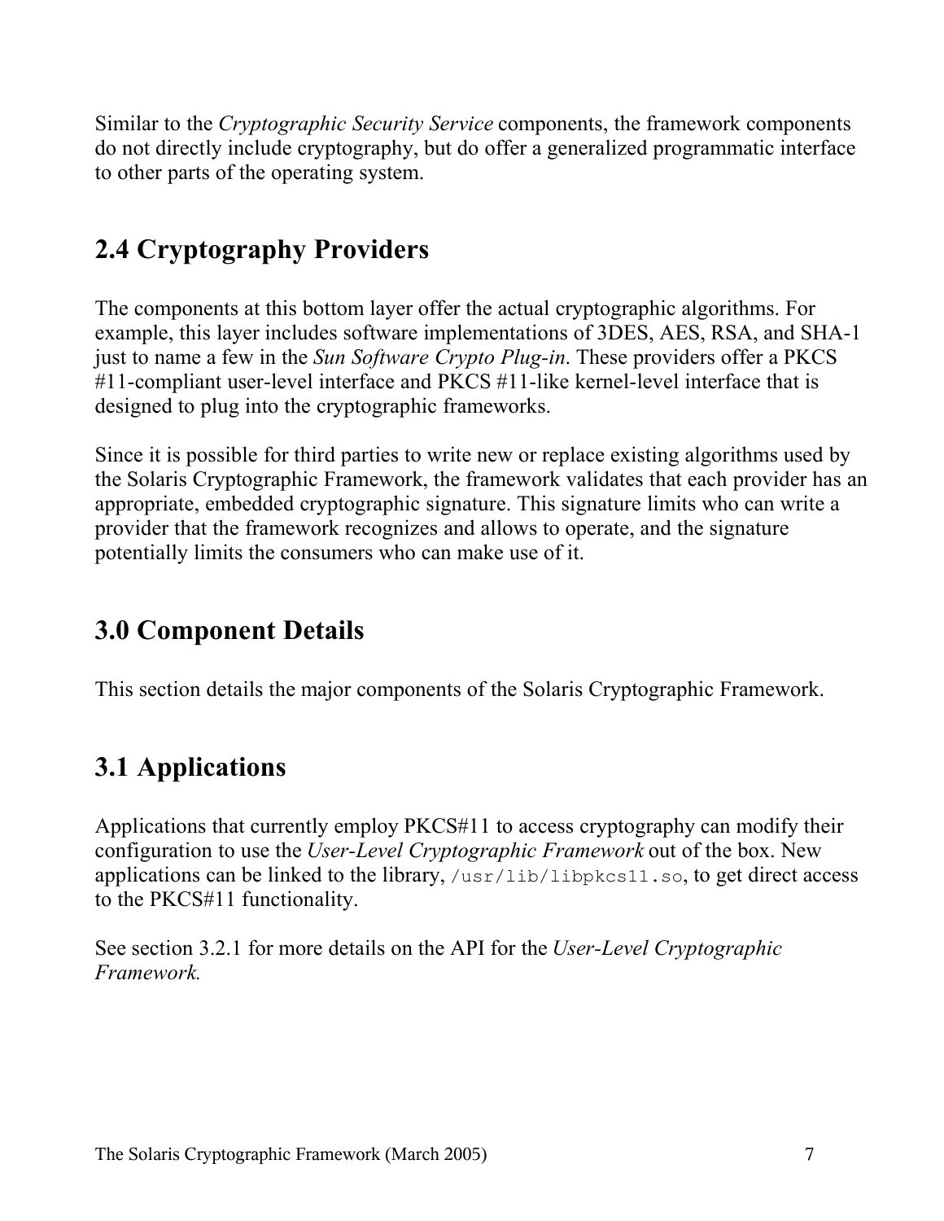Similar to the *Cryptographic Security Service* components, the framework components do not directly include cryptography, but do offer a generalized programmatic interface to other parts of the operating system.

## 2.4 Cryptography Providers

The components at this bottom layer offer the actual cryptographic algorithms. For example, this layer includes software implementations of 3DES, AES, RSA, and SHA-1 just to name a few in the *Sun Software Crypto Plug-in*. These providers offer a PKCS #11-compliant user-level interface and PKCS #11-like kernel-level interface that is designed to plug into the cryptographic frameworks.

Since it is possible for third parties to write new or replace existing algorithms used by the Solaris Cryptographic Framework, the framework validates that each provider has an appropriate, embedded cryptographic signature. This signature limits who can write a provider that the framework recognizes and allows to operate, and the signature potentially limits the consumers who can make use of it.

## 3.0 Component Details

This section details the major components of the Solaris Cryptographic Framework.

## 3.1 Applications

Applications that currently employ PKCS#11 to access cryptography can modify their configuration to use the *User-Level Cryptographic Framework* out of the box. New applications can be linked to the library, `/usr/lib/libpkcs11.so`, to get direct access to the PKCS#11 functionality.

See section 3.2.1 for more details on the API for the *User-Level Cryptographic Framework.*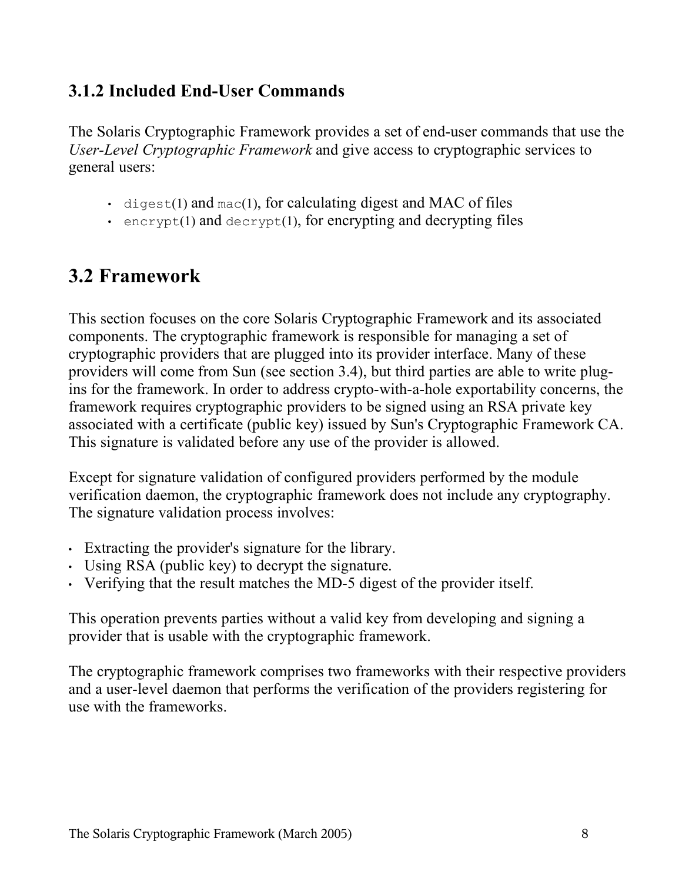### 3.1.2 Included End-User Commands

The Solaris Cryptographic Framework provides a set of end-user commands that use the *User-Level Cryptographic Framework* and give access to cryptographic services to general users:

- `digest`(1) and `mac`(1), for calculating digest and MAC of files
- `encrypt`(1) and `decrypt`(1), for encrypting and decrypting files

## 3.2 Framework

This section focuses on the core Solaris Cryptographic Framework and its associated components. The cryptographic framework is responsible for managing a set of cryptographic providers that are plugged into its provider interface. Many of these providers will come from Sun (see section 3.4), but third parties are able to write plug-ins for the framework. In order to address crypto-with-a-hole exportability concerns, the framework requires cryptographic providers to be signed using an RSA private key associated with a certificate (public key) issued by Sun's Cryptographic Framework CA. This signature is validated before any use of the provider is allowed.

Except for signature validation of configured providers performed by the module verification daemon, the cryptographic framework does not include any cryptography. The signature validation process involves:

- Extracting the provider's signature for the library.
- Using RSA (public key) to decrypt the signature.
- Verifying that the result matches the MD-5 digest of the provider itself.

This operation prevents parties without a valid key from developing and signing a provider that is usable with the cryptographic framework.

The cryptographic framework comprises two frameworks with their respective providers and a user-level daemon that performs the verification of the providers registering for use with the frameworks.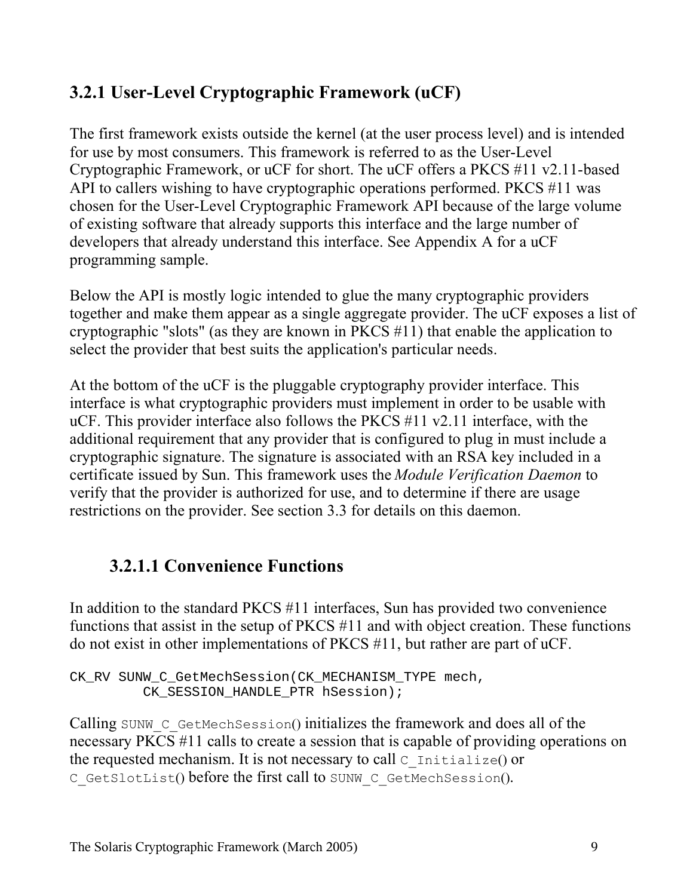### 3.2.1 User-Level Cryptographic Framework (uCF)

The first framework exists outside the kernel (at the user process level) and is intended for use by most consumers. This framework is referred to as the User-Level Cryptographic Framework, or uCF for short. The uCF offers a PKCS #11 v2.11-based API to callers wishing to have cryptographic operations performed. PKCS #11 was chosen for the User-Level Cryptographic Framework API because of the large volume of existing software that already supports this interface and the large number of developers that already understand this interface. See Appendix A for a uCF programming sample.

Below the API is mostly logic intended to glue the many cryptographic providers together and make them appear as a single aggregate provider. The uCF exposes a list of cryptographic "slots" (as they are known in PKCS #11) that enable the application to select the provider that best suits the application's particular needs.

At the bottom of the uCF is the pluggable cryptography provider interface. This interface is what cryptographic providers must implement in order to be usable with uCF. This provider interface also follows the PKCS #11 v2.11 interface, with the additional requirement that any provider that is configured to plug in must include a cryptographic signature. The signature is associated with an RSA key included in a certificate issued by Sun. This framework uses the *Module Verification Daemon* to verify that the provider is authorized for use, and to determine if there are usage restrictions on the provider. See section 3.3 for details on this daemon.

#### 3.2.1.1 Convenience Functions

In addition to the standard PKCS #11 interfaces, Sun has provided two convenience functions that assist in the setup of PKCS #11 and with object creation. These functions do not exist in other implementations of PKCS #11, but rather are part of uCF.

```
CK_RV SUNW_C_GetMechSession(CK_MECHANISM_TYPE mech,
         CK_SESSION_HANDLE_PTR hSession);
```

Calling `SUNW_C_GetMechSession()` initializes the framework and does all of the necessary PKCS #11 calls to create a session that is capable of providing operations on the requested mechanism. It is not necessary to call `C_Initialize()` or `C_GetSlotList()` before the first call to `SUNW_C_GetMechSession()`.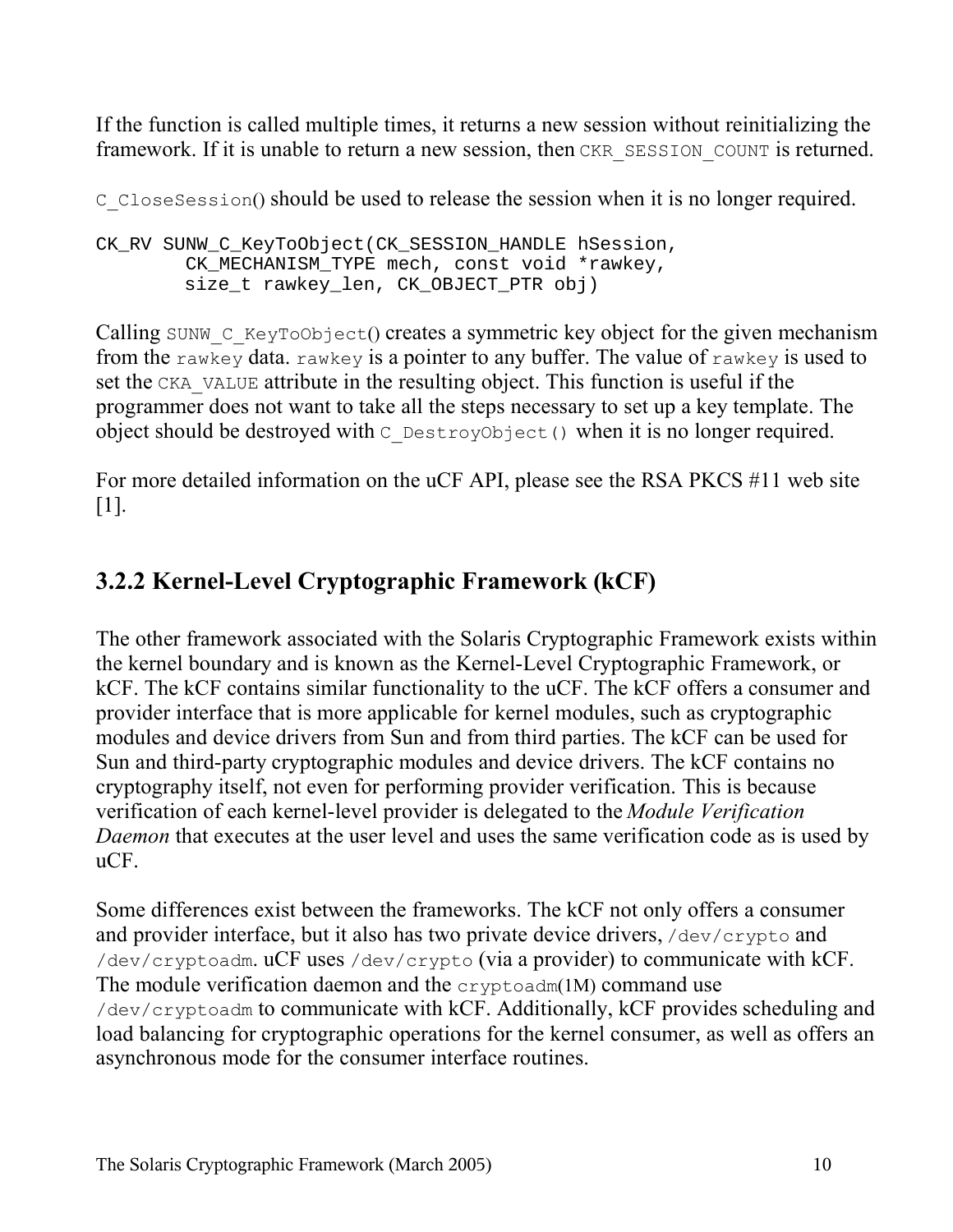If the function is called multiple times, it returns a new session without reinitializing the framework. If it is unable to return a new session, then `CKR_SESSION_COUNT` is returned.

`C_CloseSession()` should be used to release the session when it is no longer required.

```
CK_RV SUNW_C_KeyToObject(CK_SESSION_HANDLE hSession,
        CK_MECHANISM_TYPE mech, const void *rawkey,
        size_t rawkey_len, CK_OBJECT_PTR obj)
```

Calling `SUNW_C_KeyToObject()` creates a symmetric key object for the given mechanism from the `rawkey` data. `rawkey` is a pointer to any buffer. The value of `rawkey` is used to set the `CKA_VALUE` attribute in the resulting object. This function is useful if the programmer does not want to take all the steps necessary to set up a key template. The object should be destroyed with `C_DestroyObject()` when it is no longer required.

For more detailed information on the uCF API, please see the RSA PKCS #11 web site [1].

## 3.2.2 Kernel-Level Cryptographic Framework (kCF)

The other framework associated with the Solaris Cryptographic Framework exists within the kernel boundary and is known as the Kernel-Level Cryptographic Framework, or kCF. The kCF contains similar functionality to the uCF. The kCF offers a consumer and provider interface that is more applicable for kernel modules, such as cryptographic modules and device drivers from Sun and from third parties. The kCF can be used for Sun and third-party cryptographic modules and device drivers. The kCF contains no cryptography itself, not even for performing provider verification. This is because verification of each kernel-level provider is delegated to the *Module Verification Daemon* that executes at the user level and uses the same verification code as is used by uCF.

Some differences exist between the frameworks. The kCF not only offers a consumer and provider interface, but it also has two private device drivers, `/dev/crypto` and `/dev/cryptoadm`. uCF uses `/dev/crypto` (via a provider) to communicate with kCF. The module verification daemon and the `cryptoadm`(1M) command use `/dev/cryptoadm` to communicate with kCF. Additionally, kCF provides scheduling and load balancing for cryptographic operations for the kernel consumer, as well as offers an asynchronous mode for the consumer interface routines.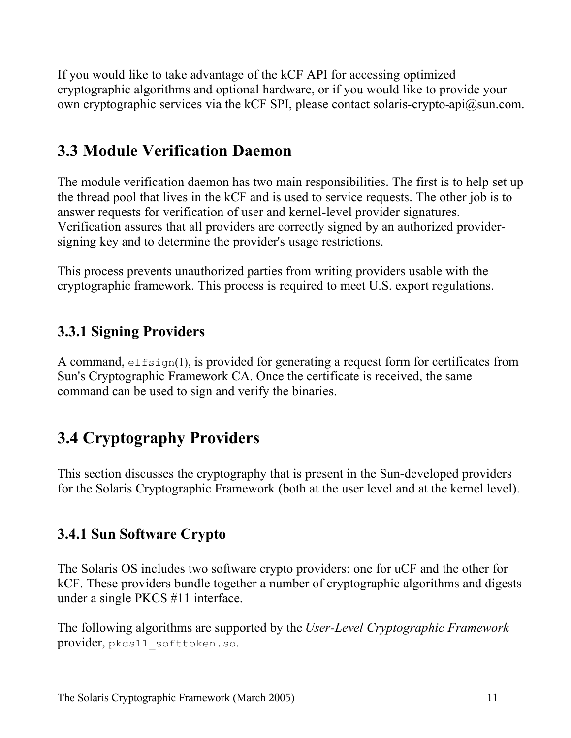If you would like to take advantage of the kCF API for accessing optimized cryptographic algorithms and optional hardware, or if you would like to provide your own cryptographic services via the kCF SPI, please contact solaris-crypto-api@sun.com.

## 3.3 Module Verification Daemon

The module verification daemon has two main responsibilities. The first is to help set up the thread pool that lives in the kCF and is used to service requests. The other job is to answer requests for verification of user and kernel-level provider signatures. Verification assures that all providers are correctly signed by an authorized provider-signing key and to determine the provider's usage restrictions.

This process prevents unauthorized parties from writing providers usable with the cryptographic framework. This process is required to meet U.S. export regulations.

### 3.3.1 Signing Providers

A command, `elfsign`(1), is provided for generating a request form for certificates from Sun's Cryptographic Framework CA. Once the certificate is received, the same command can be used to sign and verify the binaries.

## 3.4 Cryptography Providers

This section discusses the cryptography that is present in the Sun-developed providers for the Solaris Cryptographic Framework (both at the user level and at the kernel level).

### 3.4.1 Sun Software Crypto

The Solaris OS includes two software crypto providers: one for uCF and the other for kCF. These providers bundle together a number of cryptographic algorithms and digests under a single PKCS #11 interface.

The following algorithms are supported by the *User-Level Cryptographic Framework* provider, `pkcs11_softtoken.so`.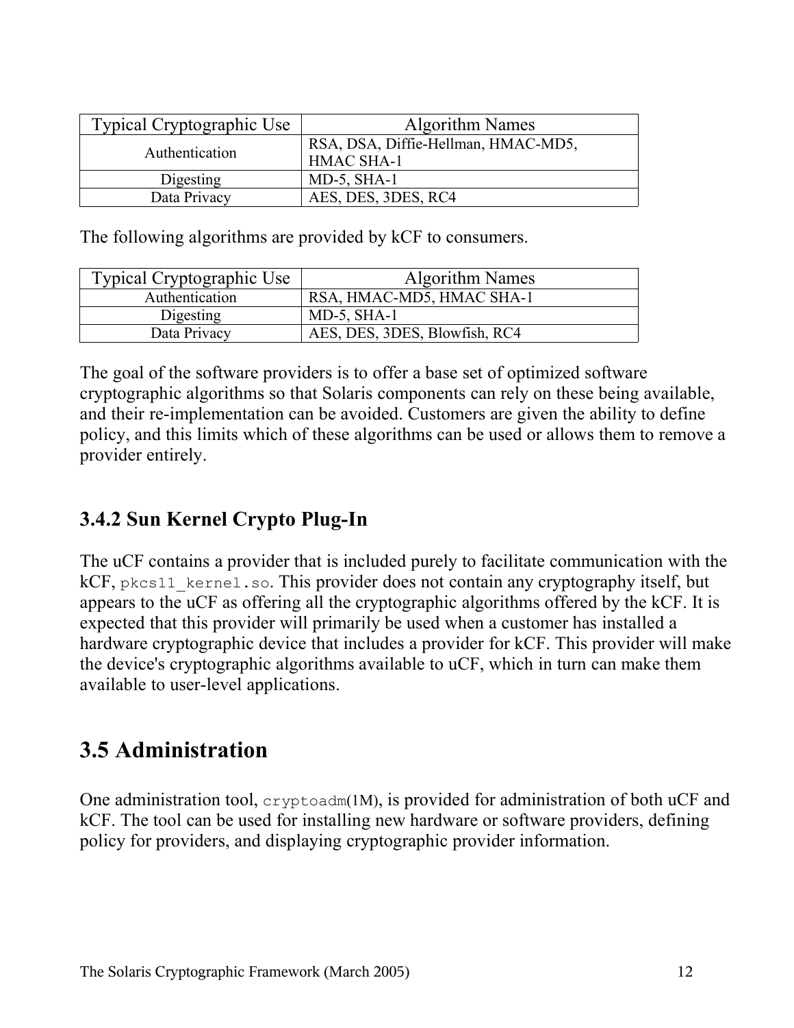| Typical Cryptographic Use | Algorithm Names |
|---|---|
| Authentication | RSA, DSA, Diffie-Hellman, HMAC-MD5, HMAC SHA-1 |
| Digesting | MD-5, SHA-1 |
| Data Privacy | AES, DES, 3DES, RC4 |

The following algorithms are provided by kCF to consumers.

| Typical Cryptographic Use | Algorithm Names |
|---|---|
| Authentication | RSA, HMAC-MD5, HMAC SHA-1 |
| Digesting | MD-5, SHA-1 |
| Data Privacy | AES, DES, 3DES, Blowfish, RC4 |

The goal of the software providers is to offer a base set of optimized software cryptographic algorithms so that Solaris components can rely on these being available, and their re-implementation can be avoided. Customers are given the ability to define policy, and this limits which of these algorithms can be used or allows them to remove a provider entirely.

### 3.4.2 Sun Kernel Crypto Plug-In

The uCF contains a provider that is included purely to facilitate communication with the kCF, `pkcs11_kernel.so`. This provider does not contain any cryptography itself, but appears to the uCF as offering all the cryptographic algorithms offered by the kCF. It is expected that this provider will primarily be used when a customer has installed a hardware cryptographic device that includes a provider for kCF. This provider will make the device's cryptographic algorithms available to uCF, which in turn can make them available to user-level applications.

## 3.5 Administration

One administration tool, `cryptoadm`(1M), is provided for administration of both uCF and kCF. The tool can be used for installing new hardware or software providers, defining policy for providers, and displaying cryptographic provider information.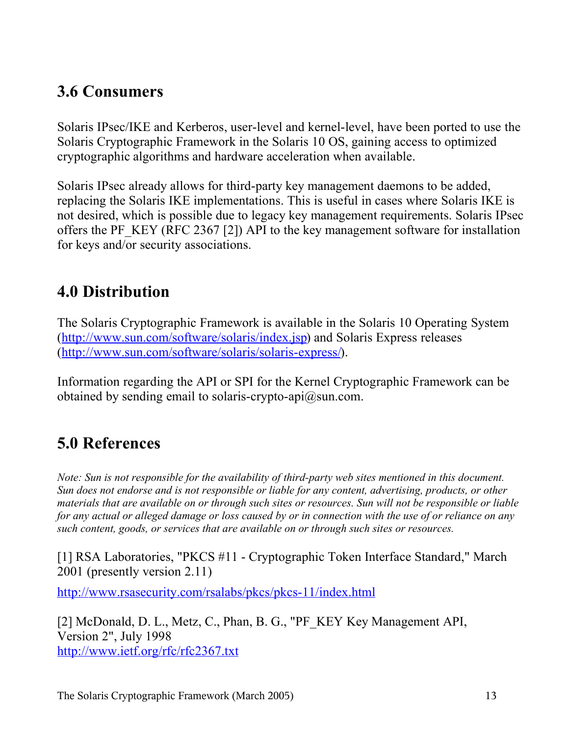## 3.6 Consumers

Solaris IPsec/IKE and Kerberos, user-level and kernel-level, have been ported to use the Solaris Cryptographic Framework in the Solaris 10 OS, gaining access to optimized cryptographic algorithms and hardware acceleration when available.

Solaris IPsec already allows for third-party key management daemons to be added, replacing the Solaris IKE implementations. This is useful in cases where Solaris IKE is not desired, which is possible due to legacy key management requirements. Solaris IPsec offers the PF_KEY (RFC 2367 [2]) API to the key management software for installation for keys and/or security associations.

## 4.0 Distribution

The Solaris Cryptographic Framework is available in the Solaris 10 Operating System (http://www.sun.com/software/solaris/index.jsp) and Solaris Express releases (http://www.sun.com/software/solaris/solaris-express/).

Information regarding the API or SPI for the Kernel Cryptographic Framework can be obtained by sending email to solaris-crypto-api@sun.com.

## 5.0 References

*Note: Sun is not responsible for the availability of third-party web sites mentioned in this document. Sun does not endorse and is not responsible or liable for any content, advertising, products, or other materials that are available on or through such sites or resources. Sun will not be responsible or liable for any actual or alleged damage or loss caused by or in connection with the use of or reliance on any such content, goods, or services that are available on or through such sites or resources.*

[1] RSA Laboratories, "PKCS #11 - Cryptographic Token Interface Standard," March 2001 (presently version 2.11)

http://www.rsasecurity.com/rsalabs/pkcs/pkcs-11/index.html

[2] McDonald, D. L., Metz, C., Phan, B. G., "PF_KEY Key Management API, Version 2", July 1998
http://www.ietf.org/rfc/rfc2367.txt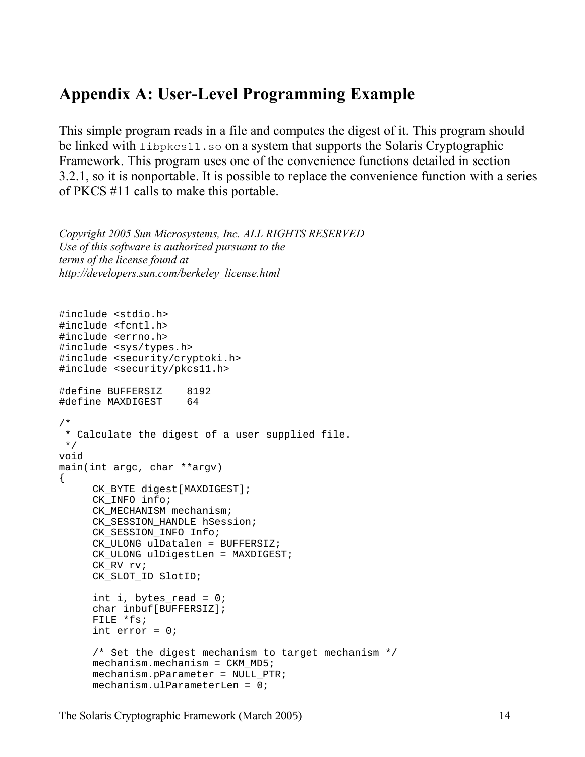# Appendix A: User-Level Programming Example

This simple program reads in a file and computes the digest of it. This program should be linked with `libpkcs11.so` on a system that supports the Solaris Cryptographic Framework. This program uses one of the convenience functions detailed in section 3.2.1, so it is nonportable. It is possible to replace the convenience function with a series of PKCS #11 calls to make this portable.

*Copyright 2005 Sun Microsystems, Inc. ALL RIGHTS RESERVED*
*Use of this software is authorized pursuant to the*
*terms of the license found at*
*http://developers.sun.com/berkeley_license.html*

```
#include <stdio.h>
#include <fcntl.h>
#include <errno.h>
#include <sys/types.h>
#include <security/cryptoki.h>
#include <security/pkcs11.h>

#define BUFFERSIZ    8192
#define MAXDIGEST    64

/*
 * Calculate the digest of a user supplied file.
 */
void
main(int argc, char **argv)
{
      CK_BYTE digest[MAXDIGEST];
      CK_INFO info;
      CK_MECHANISM mechanism;
      CK_SESSION_HANDLE hSession;
      CK_SESSION_INFO Info;
      CK_ULONG ulDatalen = BUFFERSIZ;
      CK_ULONG ulDigestLen = MAXDIGEST;
      CK_RV rv;
      CK_SLOT_ID SlotID;

      int i, bytes_read = 0;
      char inbuf[BUFFERSIZ];
      FILE *fs;
      int error = 0;

      /* Set the digest mechanism to target mechanism */
      mechanism.mechanism = CKM_MD5;
      mechanism.pParameter = NULL_PTR;
      mechanism.ulParameterLen = 0;
```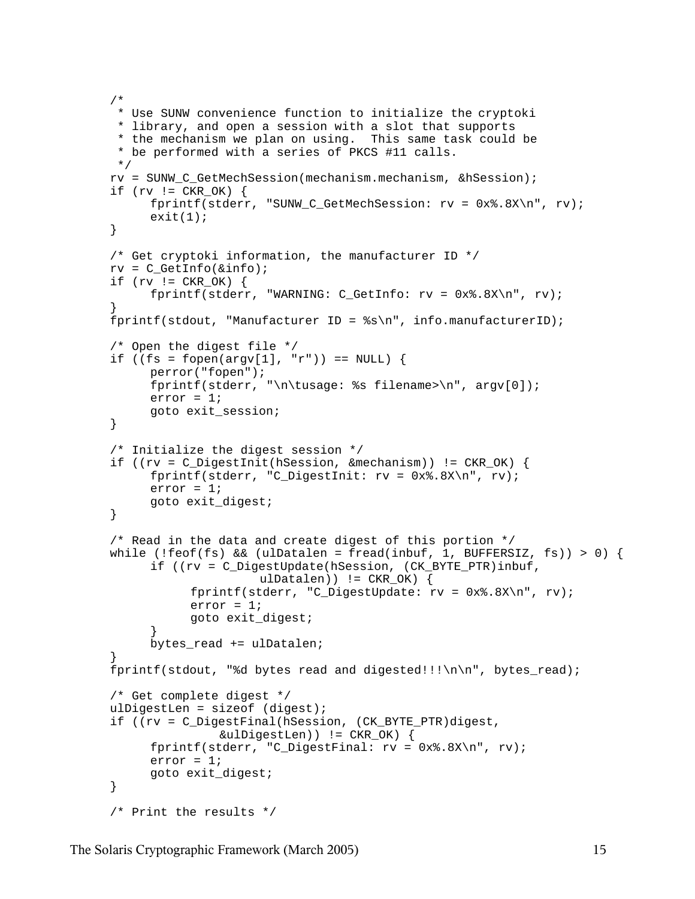```
/*
 * Use SUNW convenience function to initialize the cryptoki
 * library, and open a session with a slot that supports
 * the mechanism we plan on using.  This same task could be
 * be performed with a series of PKCS #11 calls.
 */
rv = SUNW_C_GetMechSession(mechanism.mechanism, &hSession);
if (rv != CKR_OK) {
        fprintf(stderr, "SUNW_C_GetMechSession: rv = 0x%.8X\n", rv);
        exit(1);
}

/* Get cryptoki information, the manufacturer ID */
rv = C_GetInfo(&info);
if (rv != CKR_OK) {
        fprintf(stderr, "WARNING: C_GetInfo: rv = 0x%.8X\n", rv);
}
fprintf(stdout, "Manufacturer ID = %s\n", info.manufacturerID);

/* Open the digest file */
if ((fs = fopen(argv[1], "r")) == NULL) {
        perror("fopen");
        fprintf(stderr, "\n\tusage: %s filename>\n", argv[0]);
        error = 1;
        goto exit_session;
}

/* Initialize the digest session */
if ((rv = C_DigestInit(hSession, &mechanism)) != CKR_OK) {
        fprintf(stderr, "C_DigestInit: rv = 0x%.8X\n", rv);
        error = 1;
        goto exit_digest;
}

/* Read in the data and create digest of this portion */
while (!feof(fs) && (ulDatalen = fread(inbuf, 1, BUFFERSIZ, fs)) > 0) {
        if ((rv = C_DigestUpdate(hSession, (CK_BYTE_PTR)inbuf,
                        ulDatalen)) != CKR_OK) {
                fprintf(stderr, "C_DigestUpdate: rv = 0x%.8X\n", rv);
                error = 1;
                goto exit_digest;
        }
        bytes_read += ulDatalen;
}
fprintf(stdout, "%d bytes read and digested!!!\n\n", bytes_read);

/* Get complete digest */
ulDigestLen = sizeof (digest);
if ((rv = C_DigestFinal(hSession, (CK_BYTE_PTR)digest,
                &ulDigestLen)) != CKR_OK) {
        fprintf(stderr, "C_DigestFinal: rv = 0x%.8X\n", rv);
        error = 1;
        goto exit_digest;
}

/* Print the results */
```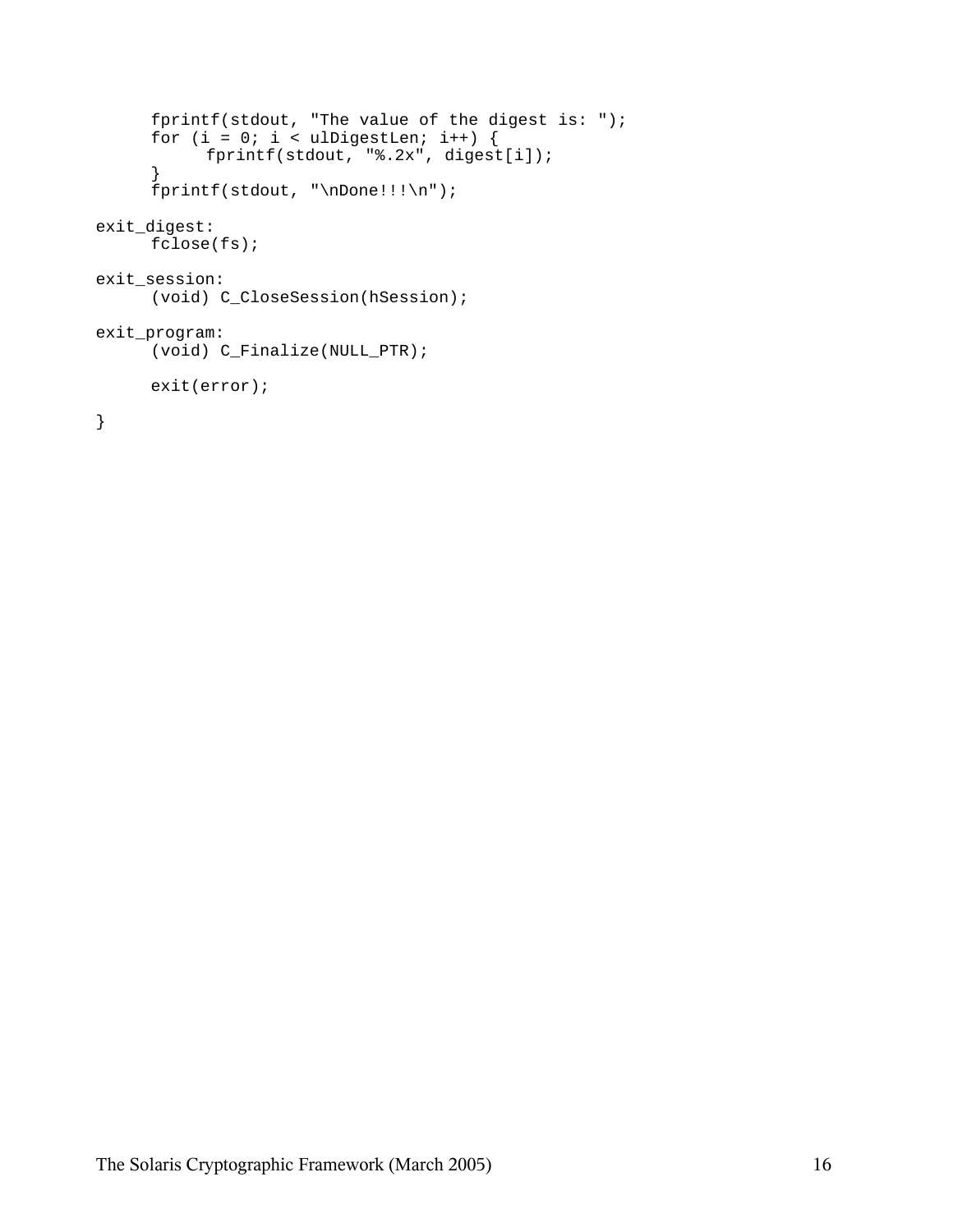```
	fprintf(stdout, "The value of the digest is: ");
	for (i = 0; i < ulDigestLen; i++) {
		fprintf(stdout, "%.2x", digest[i]);
	}
	fprintf(stdout, "\nDone!!!\n");

exit_digest:
	fclose(fs);

exit_session:
	(void) C_CloseSession(hSession);

exit_program:
	(void) C_Finalize(NULL_PTR);

	exit(error);

}
```